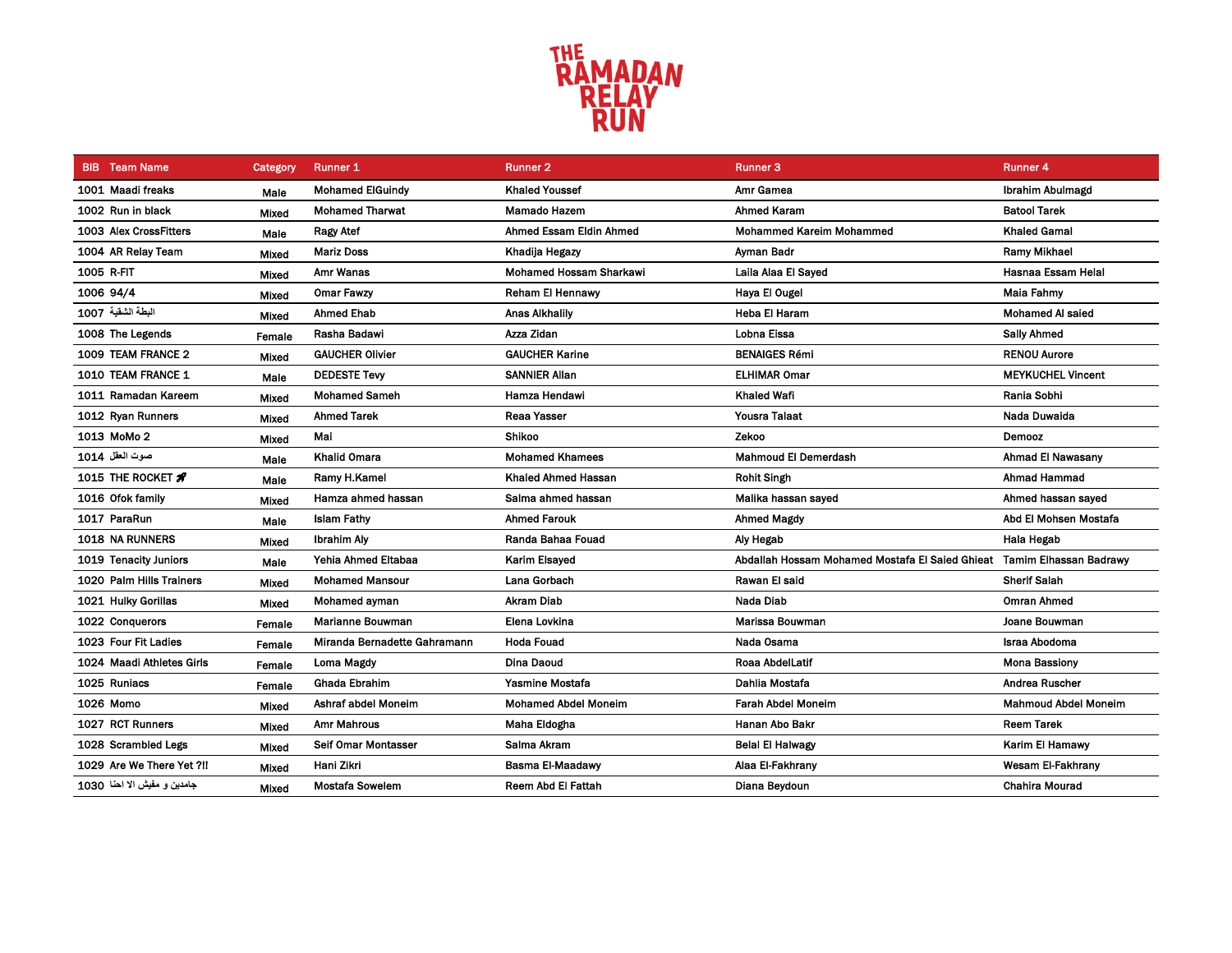# THE RAMADAN RELAY RUN

| BIB | Team Name | Category | Runner 1 | Runner 2 | Runner 3 | Runner 4 |
|---|---|---|---|---|---|---|
| 1001 | Maadi freaks | Male | Mohamed ElGuindy | Khaled Youssef | Amr Gamea | Ibrahim Abulmagd |
| 1002 | Run in black | Mixed | Mohamed Tharwat | Mamado Hazem | Ahmed Karam | Batool Tarek |
| 1003 | Alex CrossFitters | Male | Ragy Atef | Ahmed Essam Eldin Ahmed | Mohammed Kareim Mohammed | Khaled Gamal |
| 1004 | AR Relay Team | Mixed | Mariz Doss | Khadija Hegazy | Ayman Badr | Ramy Mikhael |
| 1005 | R-FIT | Mixed | Amr Wanas | Mohamed Hossam Sharkawi | Laila Alaa El Sayed | Hasnaa Essam Helal |
| 1006 | 94/4 | Mixed | Omar Fawzy | Reham El Hennawy | Haya El Ougel | Maia Fahmy |
| 1007 | البطة الشقية | Mixed | Ahmed Ehab | Anas Alkhalily | Heba El Haram | Mohamed Al saied |
| 1008 | The Legends | Female | Rasha Badawi | Azza Zidan | Lobna Eissa | Sally Ahmed |
| 1009 | TEAM FRANCE 2 | Mixed | GAUCHER Olivier | GAUCHER Karine | BENAIGES Rémi | RENOU Aurore |
| 1010 | TEAM FRANCE 1 | Male | DEDESTE Tevy | SANNIER Allan | ELHIMAR Omar | MEYKUCHEL Vincent |
| 1011 | Ramadan Kareem | Mixed | Mohamed Sameh | Hamza Hendawi | Khaled Wafi | Rania Sobhi |
| 1012 | Ryan Runners | Mixed | Ahmed Tarek | Reaa Yasser | Yousra Talaat | Nada Duwaida |
| 1013 | MoMo 2 | Mixed | Mai | Shikoo | Zekoo | Demooz |
| 1014 | صوت العقل | Male | Khalid Omara | Mohamed Khamees | Mahmoud El Demerdash | Ahmad El Nawasany |
| 1015 | THE ROCKET 🚀 | Male | Ramy H.Kamel | Khaled Ahmed Hassan | Rohit Singh | Ahmad Hammad |
| 1016 | Ofok family | Mixed | Hamza ahmed hassan | Salma ahmed hassan | Malika hassan sayed | Ahmed hassan sayed |
| 1017 | ParaRun | Male | Islam Fathy | Ahmed Farouk | Ahmed Magdy | Abd El Mohsen Mostafa |
| 1018 | NA RUNNERS | Mixed | Ibrahim Aly | Randa Bahaa Fouad | Aly Hegab | Hala Hegab |
| 1019 | Tenacity Juniors | Male | Yehia Ahmed Eltabaa | Karim Elsayed | Abdallah Hossam Mohamed Mostafa El Saied Ghieat | Tamim Elhassan Badrawy |
| 1020 | Palm Hills Trainers | Mixed | Mohamed Mansour | Lana Gorbach | Rawan El said | Sherif Salah |
| 1021 | Hulky Gorillas | Mixed | Mohamed ayman | Akram Diab | Nada Diab | Omran Ahmed |
| 1022 | Conquerors | Female | Marianne Bouwman | Elena Lovkina | Marissa Bouwman | Joane Bouwman |
| 1023 | Four Fit Ladies | Female | Miranda Bernadette Gahramann | Hoda Fouad | Nada Osama | Israa Abodoma |
| 1024 | Maadi Athletes Girls | Female | Loma Magdy | Dina Daoud | Roaa AbdelLatif | Mona Bassiony |
| 1025 | Runiacs | Female | Ghada Ebrahim | Yasmine Mostafa | Dahlia Mostafa | Andrea Ruscher |
| 1026 | Momo | Mixed | Ashraf abdel Moneim | Mohamed Abdel Moneim | Farah Abdel Moneim | Mahmoud Abdel Moneim |
| 1027 | RCT Runners | Mixed | Amr Mahrous | Maha Eldogha | Hanan Abo Bakr | Reem Tarek |
| 1028 | Scrambled Legs | Mixed | Seif Omar Montasser | Salma Akram | Belal El Halwagy | Karim El Hamawy |
| 1029 | Are We There Yet ?!! | Mixed | Hani Zikri | Basma El-Maadawy | Alaa El-Fakhrany | Wesam El-Fakhrany |
| 1030 | جامدين و مفيش الا احنا | Mixed | Mostafa Sowelem | Reem Abd El Fattah | Diana Beydoun | Chahira Mourad |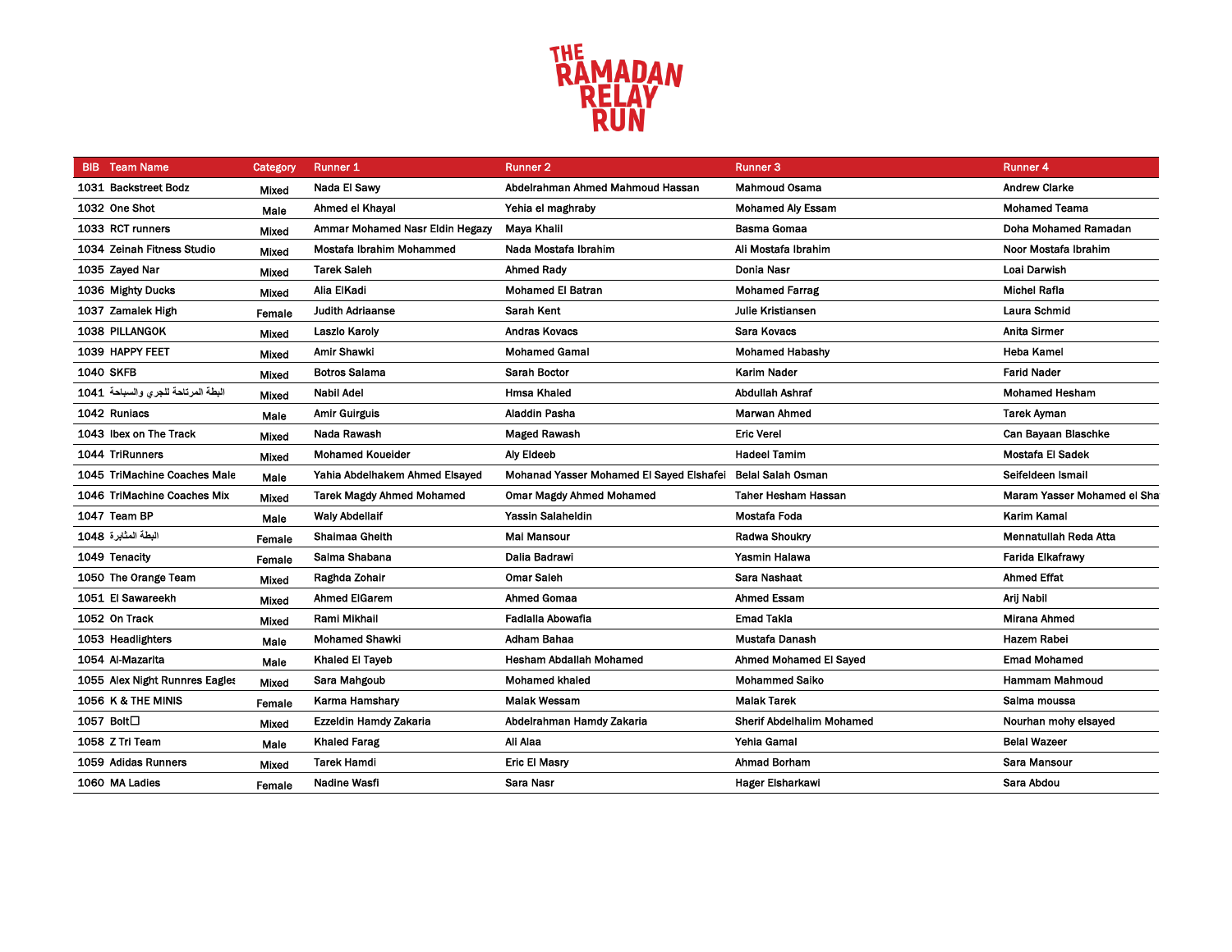# THE RAMADAN RELAY RUN

| BIB | Team Name | Category | Runner 1 | Runner 2 | Runner 3 | Runner 4 |
|---|---|---|---|---|---|---|
| 1031 | Backstreet Bodz | Mixed | Nada El Sawy | Abdelrahman Ahmed Mahmoud Hassan | Mahmoud Osama | Andrew Clarke |
| 1032 | One Shot | Male | Ahmed el Khayal | Yehia el maghraby | Mohamed Aly Essam | Mohamed Teama |
| 1033 | RCT runners | Mixed | Ammar Mohamed Nasr Eldin Hegazy | Maya Khalil | Basma Gomaa | Doha Mohamed Ramadan |
| 1034 | Zeinah Fitness Studio | Mixed | Mostafa Ibrahim Mohammed | Nada Mostafa Ibrahim | Ali Mostafa Ibrahim | Noor Mostafa Ibrahim |
| 1035 | Zayed Nar | Mixed | Tarek Saleh | Ahmed Rady | Donia Nasr | Loai Darwish |
| 1036 | Mighty Ducks | Mixed | Alia ElKadi | Mohamed El Batran | Mohamed Farrag | Michel Rafla |
| 1037 | Zamalek High | Female | Judith Adriaanse | Sarah Kent | Julie Kristiansen | Laura Schmid |
| 1038 | PILLANGOK | Mixed | Laszlo Karoly | Andras Kovacs | Sara Kovacs | Anita Sirmer |
| 1039 | HAPPY FEET | Mixed | Amir Shawki | Mohamed Gamal | Mohamed Habashy | Heba Kamel |
| 1040 | SKFB | Mixed | Botros Salama | Sarah Boctor | Karim Nader | Farid Nader |
| 1041 | البطة المرتاحة للجري والسباحة | Mixed | Nabil Adel | Hmsa Khaled | Abdullah Ashraf | Mohamed Hesham |
| 1042 | Runiacs | Male | Amir Guirguis | Aladdin Pasha | Marwan Ahmed | Tarek Ayman |
| 1043 | Ibex on The Track | Mixed | Nada Rawash | Maged Rawash | Eric Verel | Can Bayaan Blaschke |
| 1044 | TriRunners | Mixed | Mohamed Koueider | Aly Eldeeb | Hadeel Tamim | Mostafa El Sadek |
| 1045 | TriMachine Coaches Male | Male | Yahia Abdelhakem Ahmed Elsayed | Mohanad Yasser Mohamed El Sayed Elshafei | Belal Salah Osman | Seifeldeen Ismail |
| 1046 | TriMachine Coaches Mix | Mixed | Tarek Magdy Ahmed Mohamed | Omar Magdy Ahmed Mohamed | Taher Hesham Hassan | Maram Yasser Mohamed el Sha |
| 1047 | Team BP | Male | Waly Abdellaif | Yassin Salaheldin | Mostafa Foda | Karim Kamal |
| 1048 | البطة المثابرة | Female | Shaimaa Gheith | Mai Mansour | Radwa Shoukry | Mennatullah Reda Atta |
| 1049 | Tenacity | Female | Salma Shabana | Dalia Badrawi | Yasmin Halawa | Farida Elkafrawy |
| 1050 | The Orange Team | Mixed | Raghda Zohair | Omar Saleh | Sara Nashaat | Ahmed Effat |
| 1051 | El Sawareekh | Mixed | Ahmed ElGarem | Ahmed Gomaa | Ahmed Essam | Arij Nabil |
| 1052 | On Track | Mixed | Rami Mikhail | Fadlalla Abowafia | Emad Takla | Mirana Ahmed |
| 1053 | Headlighters | Male | Mohamed Shawki | Adham Bahaa | Mustafa Danash | Hazem Rabei |
| 1054 | Al-Mazarita | Male | Khaled El Tayeb | Hesham Abdallah Mohamed | Ahmed Mohamed El Sayed | Emad Mohamed |
| 1055 | Alex Night Runnres Eagles | Mixed | Sara Mahgoub | Mohamed khaled | Mohammed Saiko | Hammam Mahmoud |
| 1056 | K & THE MINIS | Female | Karma Hamshary | Malak Wessam | Malak Tarek | Salma moussa |
| 1057 | Bolt□ | Mixed | Ezzeldin Hamdy Zakaria | Abdelrahman Hamdy Zakaria | Sherif Abdelhalim Mohamed | Nourhan mohy elsayed |
| 1058 | Z Tri Team | Male | Khaled Farag | Ali Alaa | Yehia Gamal | Belal Wazeer |
| 1059 | Adidas Runners | Mixed | Tarek Hamdi | Eric El Masry | Ahmad Borham | Sara Mansour |
| 1060 | MA Ladies | Female | Nadine Wasfi | Sara Nasr | Hager Elsharkawi | Sara Abdou |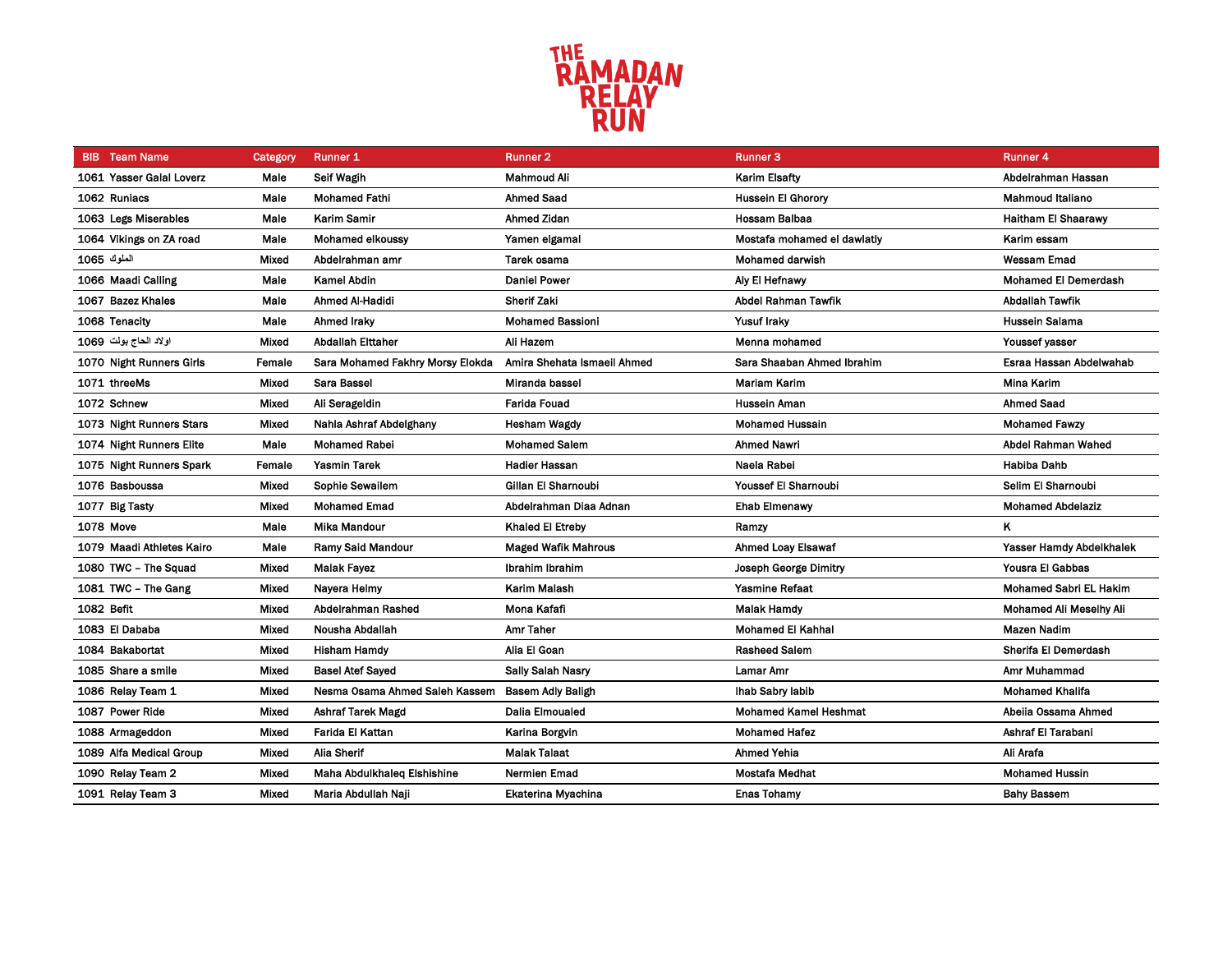# THE RAMADAN RELAY RUN

| BIB | Team Name | Category | Runner 1 | Runner 2 | Runner 3 | Runner 4 |
|---|---|---|---|---|---|---|
| 1061 | Yasser Galal Loverz | Male | Seif Wagih | Mahmoud Ali | Karim Elsafty | Abdelrahman Hassan |
| 1062 | Runiacs | Male | Mohamed Fathi | Ahmed Saad | Hussein El Ghorory | Mahmoud Italiano |
| 1063 | Legs Miserables | Male | Karim Samir | Ahmed Zidan | Hossam Balbaa | Haitham El Shaarawy |
| 1064 | Vikings on ZA road | Male | Mohamed elkoussy | Yamen elgamal | Mostafa mohamed el dawlatly | Karim essam |
| 1065 | الملوك | Mixed | Abdelrahman amr | Tarek osama | Mohamed darwish | Wessam Emad |
| 1066 | Maadi Calling | Male | Kamel Abdin | Daniel Power | Aly El Hefnawy | Mohamed El Demerdash |
| 1067 | Bazez Khales | Male | Ahmed Al-Hadidi | Sherif Zaki | Abdel Rahman Tawfik | Abdallah Tawfik |
| 1068 | Tenacity | Male | Ahmed Iraky | Mohamed Bassioni | Yusuf Iraky | Hussein Salama |
| 1069 | اولاد الحاج بولت | Mixed | Abdallah Elttaher | Ali Hazem | Menna mohamed | Youssef yasser |
| 1070 | Night Runners Girls | Female | Sara Mohamed Fakhry Morsy Elokda | Amira Shehata Ismaeil Ahmed | Sara Shaaban Ahmed Ibrahim | Esraa Hassan Abdelwahab |
| 1071 | threeMs | Mixed | Sara Bassel | Miranda bassel | Mariam Karim | Mina Karim |
| 1072 | Schnew | Mixed | Ali Serageldin | Farida Fouad | Hussein Aman | Ahmed Saad |
| 1073 | Night Runners Stars | Mixed | Nahla Ashraf Abdelghany | Hesham Wagdy | Mohamed Hussain | Mohamed Fawzy |
| 1074 | Night Runners Elite | Male | Mohamed Rabei | Mohamed Salem | Ahmed Nawri | Abdel Rahman Wahed |
| 1075 | Night Runners Spark | Female | Yasmin Tarek | Hadier Hassan | Naela Rabei | Habiba Dahb |
| 1076 | Basboussa | Mixed | Sophie Sewailem | Gillan El Sharnoubi | Youssef El Sharnoubi | Selim El Sharnoubi |
| 1077 | Big Tasty | Mixed | Mohamed Emad | Abdelrahman Diaa Adnan | Ehab Elmenawy | Mohamed Abdelaziz |
| 1078 | Move | Male | Mika Mandour | Khaled El Etreby | Ramzy | K |
| 1079 | Maadi Athletes Kairo | Male | Ramy Said Mandour | Maged Wafik Mahrous | Ahmed Loay Elsawaf | Yasser Hamdy Abdelkhalek |
| 1080 | TWC – The Squad | Mixed | Malak Fayez | Ibrahim Ibrahim | Joseph George Dimitry | Yousra El Gabbas |
| 1081 | TWC – The Gang | Mixed | Nayera Helmy | Karim Malash | Yasmine Refaat | Mohamed Sabri EL Hakim |
| 1082 | Befit | Mixed | Abdelrahman Rashed | Mona Kafafi | Malak Hamdy | Mohamed Ali Meselhy Ali |
| 1083 | El Dababa | Mixed | Nousha Abdallah | Amr Taher | Mohamed El Kahhal | Mazen Nadim |
| 1084 | Bakabortat | Mixed | Hisham Hamdy | Alia El Goan | Rasheed Salem | Sherifa El Demerdash |
| 1085 | Share a smile | Mixed | Basel Atef Sayed | Sally Salah Nasry | Lamar Amr | Amr Muhammad |
| 1086 | Relay Team 1 | Mixed | Nesma Osama Ahmed Saleh Kassem | Basem Adly Baligh | Ihab Sabry labib | Mohamed Khalifa |
| 1087 | Power Ride | Mixed | Ashraf Tarek Magd | Dalia Elmoualed | Mohamed Kamel Heshmat | Abeiia Ossama Ahmed |
| 1088 | Armageddon | Mixed | Farida El Kattan | Karina Borgvin | Mohamed Hafez | Ashraf El Tarabani |
| 1089 | Alfa Medical Group | Mixed | Alia Sherif | Malak Talaat | Ahmed Yehia | Ali Arafa |
| 1090 | Relay Team 2 | Mixed | Maha Abdulkhaleq Elshishine | Nermien Emad | Mostafa Medhat | Mohamed Hussin |
| 1091 | Relay Team 3 | Mixed | Maria Abdullah Naji | Ekaterina Myachina | Enas Tohamy | Bahy Bassem |